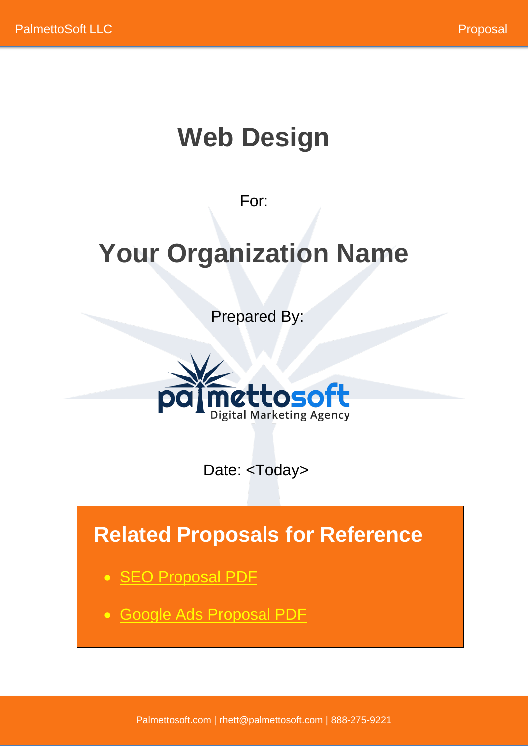# Web Design

For:

# Your Organization Name

Prepared By:

palmettosoft
Digital Marketing Agency

Date: <Today>

## Related Proposals for Reference

- SEO Proposal PDF
- Google Ads Proposal PDF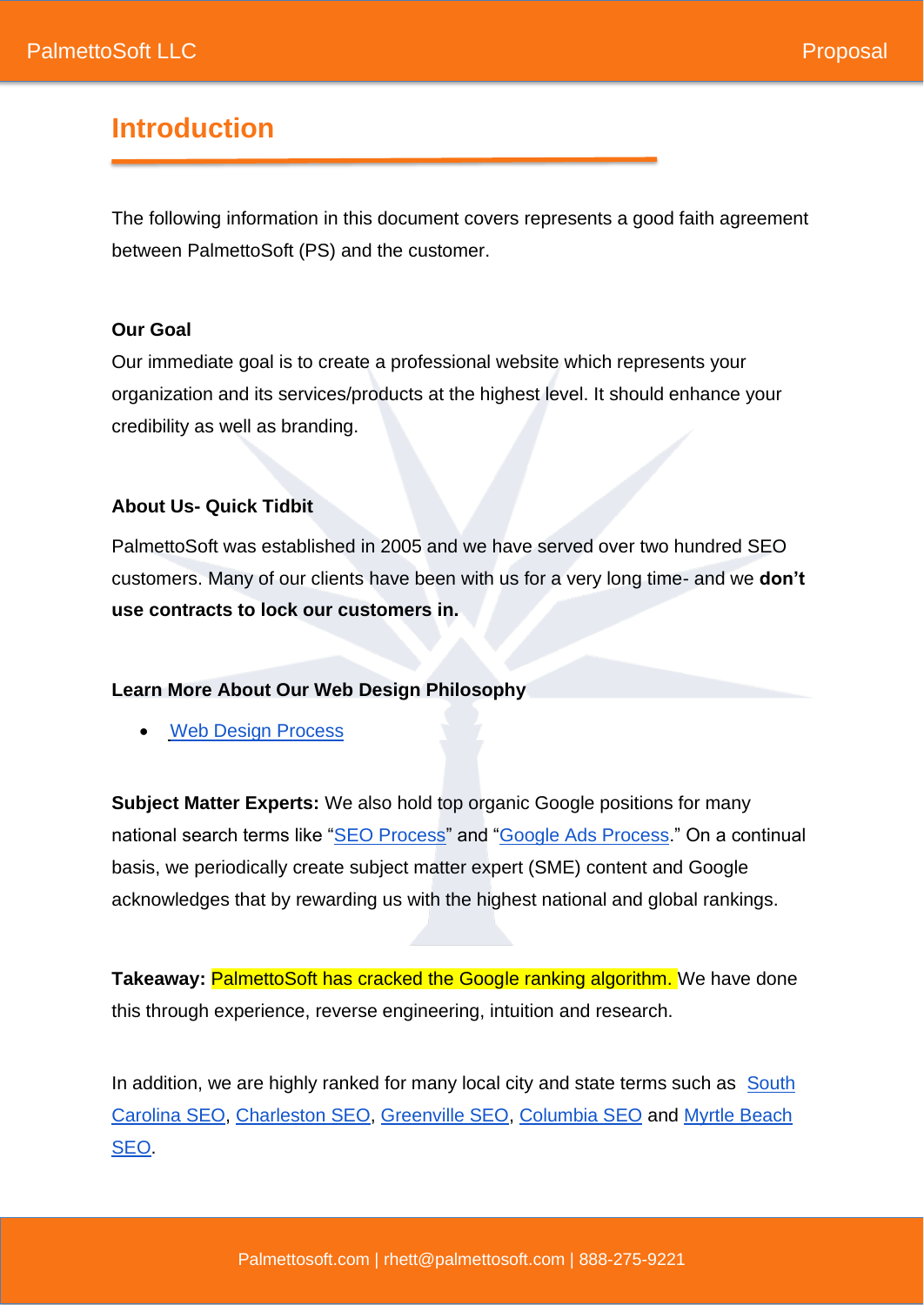# Introduction

The following information in this document covers represents a good faith agreement between PalmettoSoft (PS) and the customer.

**Our Goal**

Our immediate goal is to create a professional website which represents your organization and its services/products at the highest level. It should enhance your credibility as well as branding.

**About Us- Quick Tidbit**

PalmettoSoft was established in 2005 and we have served over two hundred SEO customers. Many of our clients have been with us for a very long time- and we **don't use contracts to lock our customers in.**

**Learn More About Our Web Design Philosophy**

- Web Design Process

**Subject Matter Experts:** We also hold top organic Google positions for many national search terms like "SEO Process" and "Google Ads Process." On a continual basis, we periodically create subject matter expert (SME) content and Google acknowledges that by rewarding us with the highest national and global rankings.

**Takeaway:** PalmettoSoft has cracked the Google ranking algorithm. We have done this through experience, reverse engineering, intuition and research.

In addition, we are highly ranked for many local city and state terms such as South Carolina SEO, Charleston SEO, Greenville SEO, Columbia SEO and Myrtle Beach SEO.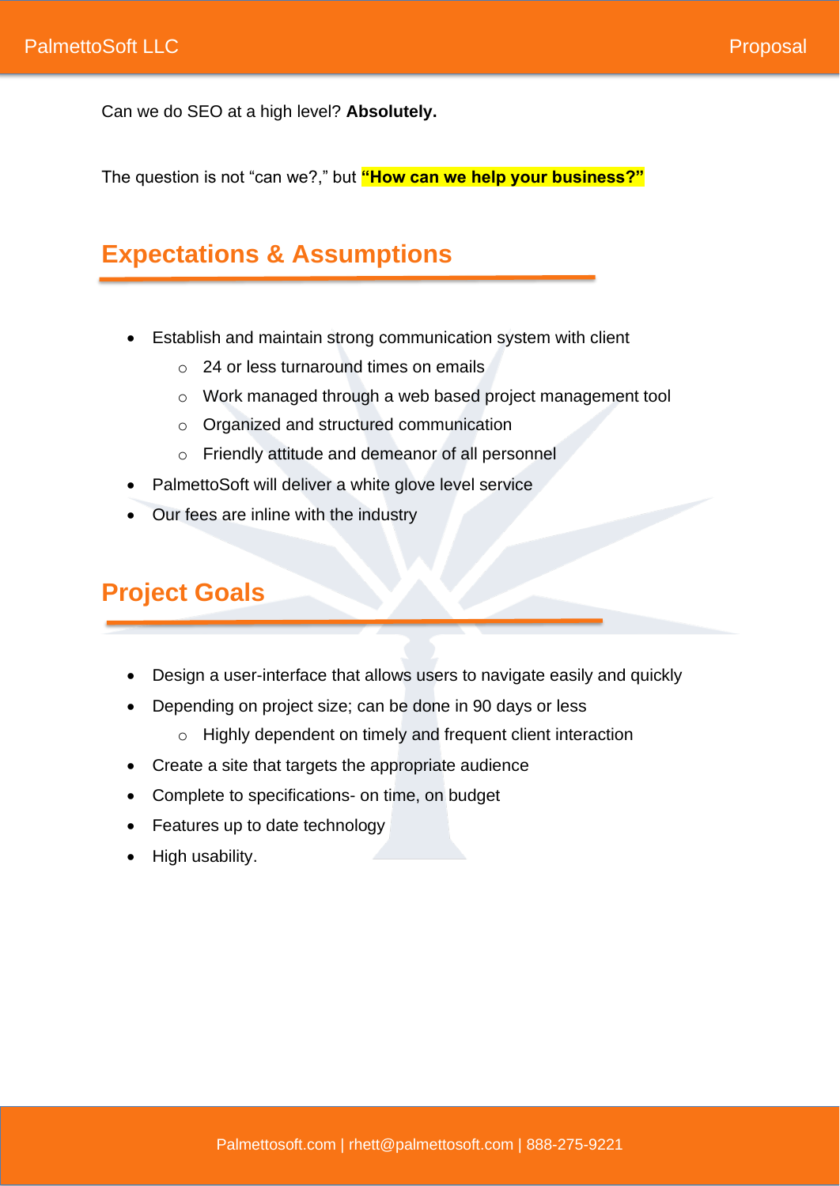Can we do SEO at a high level? **Absolutely.**

The question is not "can we?," but **"How can we help your business?"**

## Expectations & Assumptions

- Establish and maintain strong communication system with client
  - 24 or less turnaround times on emails
  - Work managed through a web based project management tool
  - Organized and structured communication
  - Friendly attitude and demeanor of all personnel
- PalmettoSoft will deliver a white glove level service
- Our fees are inline with the industry

## Project Goals

- Design a user-interface that allows users to navigate easily and quickly
- Depending on project size; can be done in 90 days or less
  - Highly dependent on timely and frequent client interaction
- Create a site that targets the appropriate audience
- Complete to specifications- on time, on budget
- Features up to date technology
- High usability.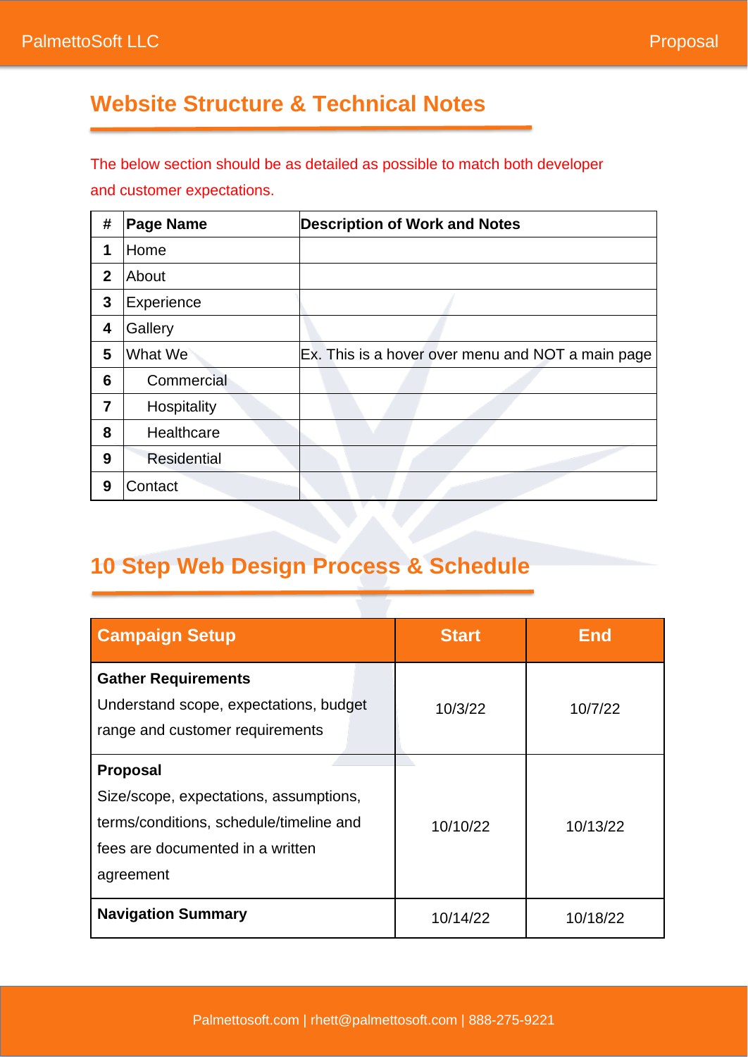## Website Structure & Technical Notes

The below section should be as detailed as possible to match both developer and customer expectations.

| # | Page Name | Description of Work and Notes |
|---|---|---|
| **1** | Home | |
| **2** | About | |
| **3** | Experience | |
| **4** | Gallery | |
| **5** | What We | Ex. This is a hover over menu and NOT a main page |
| **6** | Commercial | |
| **7** | Hospitality | |
| **8** | Healthcare | |
| **9** | Residential | |
| **9** | Contact | |

## 10 Step Web Design Process & Schedule

| Campaign Setup | Start | End |
|---|---|---|
| **Gather Requirements** Understand scope, expectations, budget range and customer requirements | 10/3/22 | 10/7/22 |
| **Proposal** Size/scope, expectations, assumptions, terms/conditions, schedule/timeline and fees are documented in a written agreement | 10/10/22 | 10/13/22 |
| **Navigation Summary** | 10/14/22 | 10/18/22 |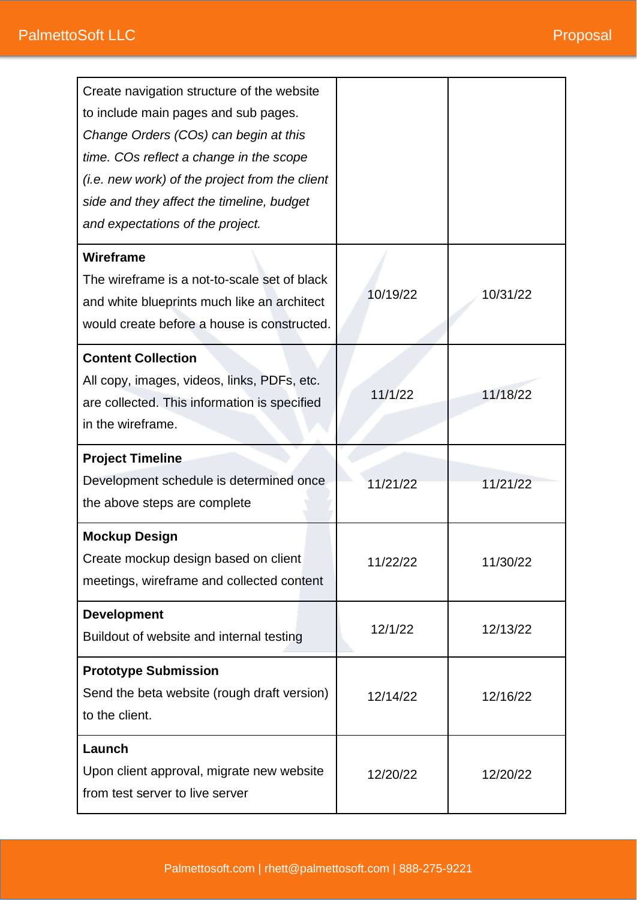| | | |
|---|---|---|
| Create navigation structure of the website to include main pages and sub pages. *Change Orders (COs) can begin at this time. COs reflect a change in the scope (i.e. new work) of the project from the client side and they affect the timeline, budget and expectations of the project.* | | |
| **Wireframe**<br>The wireframe is a not-to-scale set of black and white blueprints much like an architect would create before a house is constructed. | 10/19/22 | 10/31/22 |
| **Content Collection**<br>All copy, images, videos, links, PDFs, etc. are collected. This information is specified in the wireframe. | 11/1/22 | 11/18/22 |
| **Project Timeline**<br>Development schedule is determined once the above steps are complete | 11/21/22 | 11/21/22 |
| **Mockup Design**<br>Create mockup design based on client meetings, wireframe and collected content | 11/22/22 | 11/30/22 |
| **Development**<br>Buildout of website and internal testing | 12/1/22 | 12/13/22 |
| **Prototype Submission**<br>Send the beta website (rough draft version) to the client. | 12/14/22 | 12/16/22 |
| **Launch**<br>Upon client approval, migrate new website from test server to live server | 12/20/22 | 12/20/22 |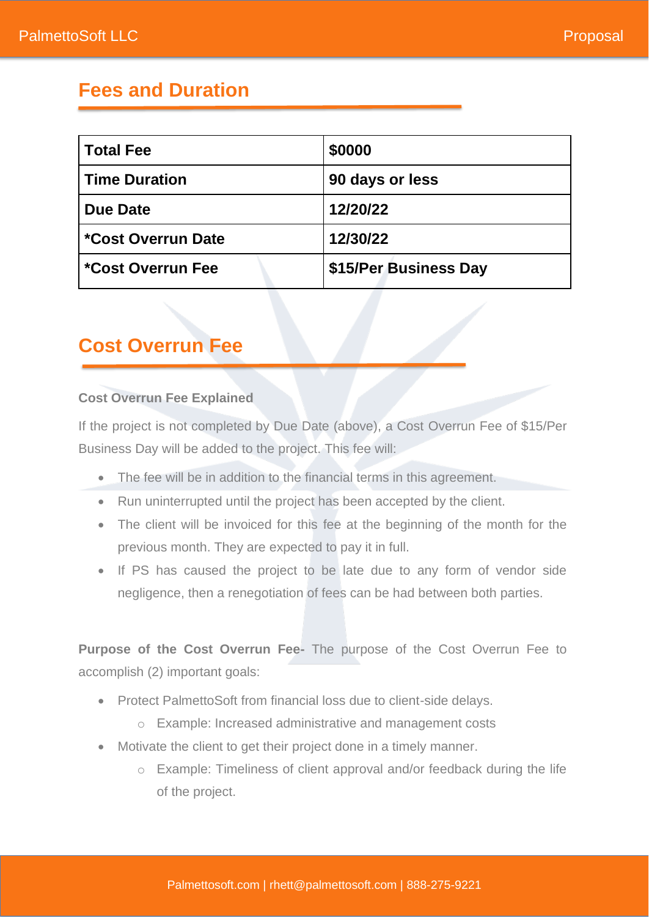## Fees and Duration

| **Total Fee** | **$0000** |
|---|---|
| **Time Duration** | **90 days or less** |
| **Due Date** | **12/20/22** |
| ***Cost Overrun Date** | **12/30/22** |
| ***Cost Overrun Fee** | **$15/Per Business Day** |

## Cost Overrun Fee

**Cost Overrun Fee Explained**

If the project is not completed by Due Date (above), a Cost Overrun Fee of $15/Per Business Day will be added to the project. This fee will:

- The fee will be in addition to the financial terms in this agreement.
- Run uninterrupted until the project has been accepted by the client.
- The client will be invoiced for this fee at the beginning of the month for the previous month. They are expected to pay it in full.
- If PS has caused the project to be late due to any form of vendor side negligence, then a renegotiation of fees can be had between both parties.

**Purpose of the Cost Overrun Fee-** The purpose of the Cost Overrun Fee to accomplish (2) important goals:

- Protect PalmettoSoft from financial loss due to client-side delays.
  - Example: Increased administrative and management costs
- Motivate the client to get their project done in a timely manner.
  - Example: Timeliness of client approval and/or feedback during the life of the project.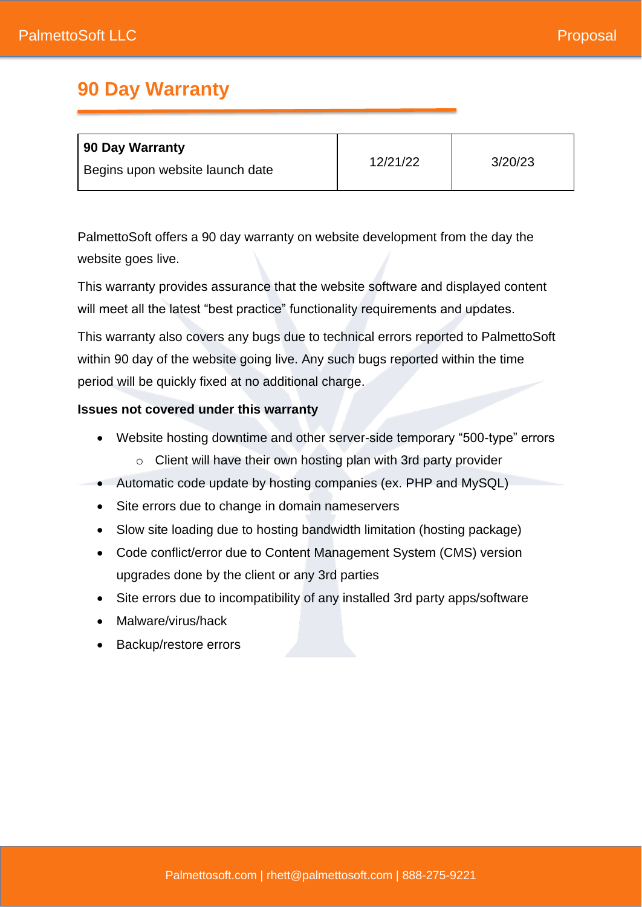# 90 Day Warranty

| | | |
|---|---|---|
| **90 Day Warranty**<br>Begins upon website launch date | 12/21/22 | 3/20/23 |

PalmettoSoft offers a 90 day warranty on website development from the day the website goes live.

This warranty provides assurance that the website software and displayed content will meet all the latest “best practice” functionality requirements and updates.

This warranty also covers any bugs due to technical errors reported to PalmettoSoft within 90 day of the website going live. Any such bugs reported within the time period will be quickly fixed at no additional charge.

**Issues not covered under this warranty**

- Website hosting downtime and other server-side temporary “500-type” errors
  - Client will have their own hosting plan with 3rd party provider
- Automatic code update by hosting companies (ex. PHP and MySQL)
- Site errors due to change in domain nameservers
- Slow site loading due to hosting bandwidth limitation (hosting package)
- Code conflict/error due to Content Management System (CMS) version upgrades done by the client or any 3rd parties
- Site errors due to incompatibility of any installed 3rd party apps/software
- Malware/virus/hack
- Backup/restore errors